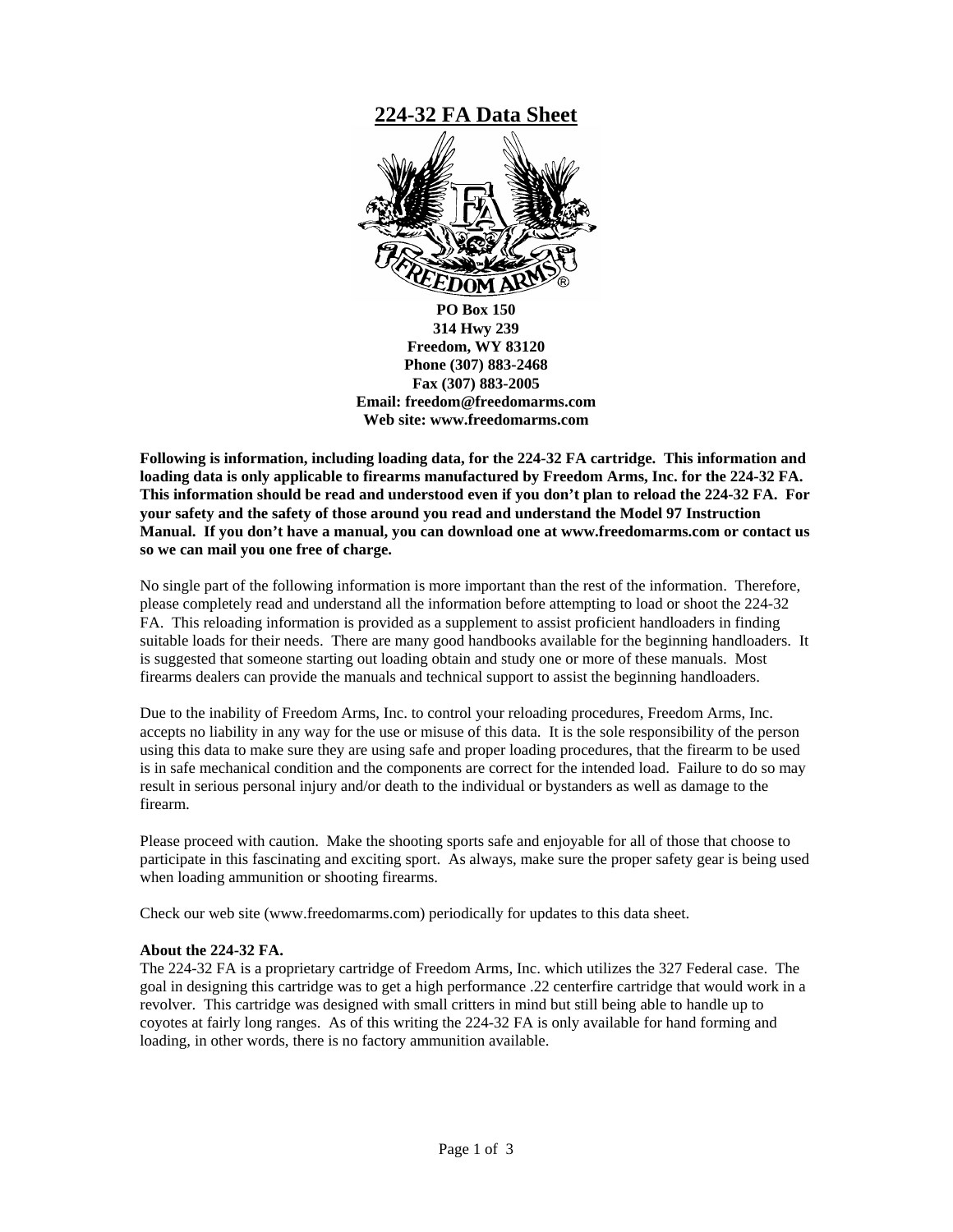# 224-32 FA Data Sheet

**PO Box 150**
**314 Hwy 239**
**Freedom, WY 83120**
**Phone (307) 883-2468**
**Fax (307) 883-2005**
**Email: freedom@freedomarms.com**
**Web site: www.freedomarms.com**

**Following is information, including loading data, for the 224-32 FA cartridge. This information and loading data is only applicable to firearms manufactured by Freedom Arms, Inc. for the 224-32 FA. This information should be read and understood even if you don't plan to reload the 224-32 FA. For your safety and the safety of those around you read and understand the Model 97 Instruction Manual. If you don't have a manual, you can download one at www.freedomarms.com or contact us so we can mail you one free of charge.**

No single part of the following information is more important than the rest of the information. Therefore, please completely read and understand all the information before attempting to load or shoot the 224-32 FA. This reloading information is provided as a supplement to assist proficient handloaders in finding suitable loads for their needs. There are many good handbooks available for the beginning handloaders. It is suggested that someone starting out loading obtain and study one or more of these manuals. Most firearms dealers can provide the manuals and technical support to assist the beginning handloaders.

Due to the inability of Freedom Arms, Inc. to control your reloading procedures, Freedom Arms, Inc. accepts no liability in any way for the use or misuse of this data. It is the sole responsibility of the person using this data to make sure they are using safe and proper loading procedures, that the firearm to be used is in safe mechanical condition and the components are correct for the intended load. Failure to do so may result in serious personal injury and/or death to the individual or bystanders as well as damage to the firearm.

Please proceed with caution. Make the shooting sports safe and enjoyable for all of those that choose to participate in this fascinating and exciting sport. As always, make sure the proper safety gear is being used when loading ammunition or shooting firearms.

Check our web site (www.freedomarms.com) periodically for updates to this data sheet.

**About the 224-32 FA.**
The 224-32 FA is a proprietary cartridge of Freedom Arms, Inc. which utilizes the 327 Federal case. The goal in designing this cartridge was to get a high performance .22 centerfire cartridge that would work in a revolver. This cartridge was designed with small critters in mind but still being able to handle up to coyotes at fairly long ranges. As of this writing the 224-32 FA is only available for hand forming and loading, in other words, there is no factory ammunition available.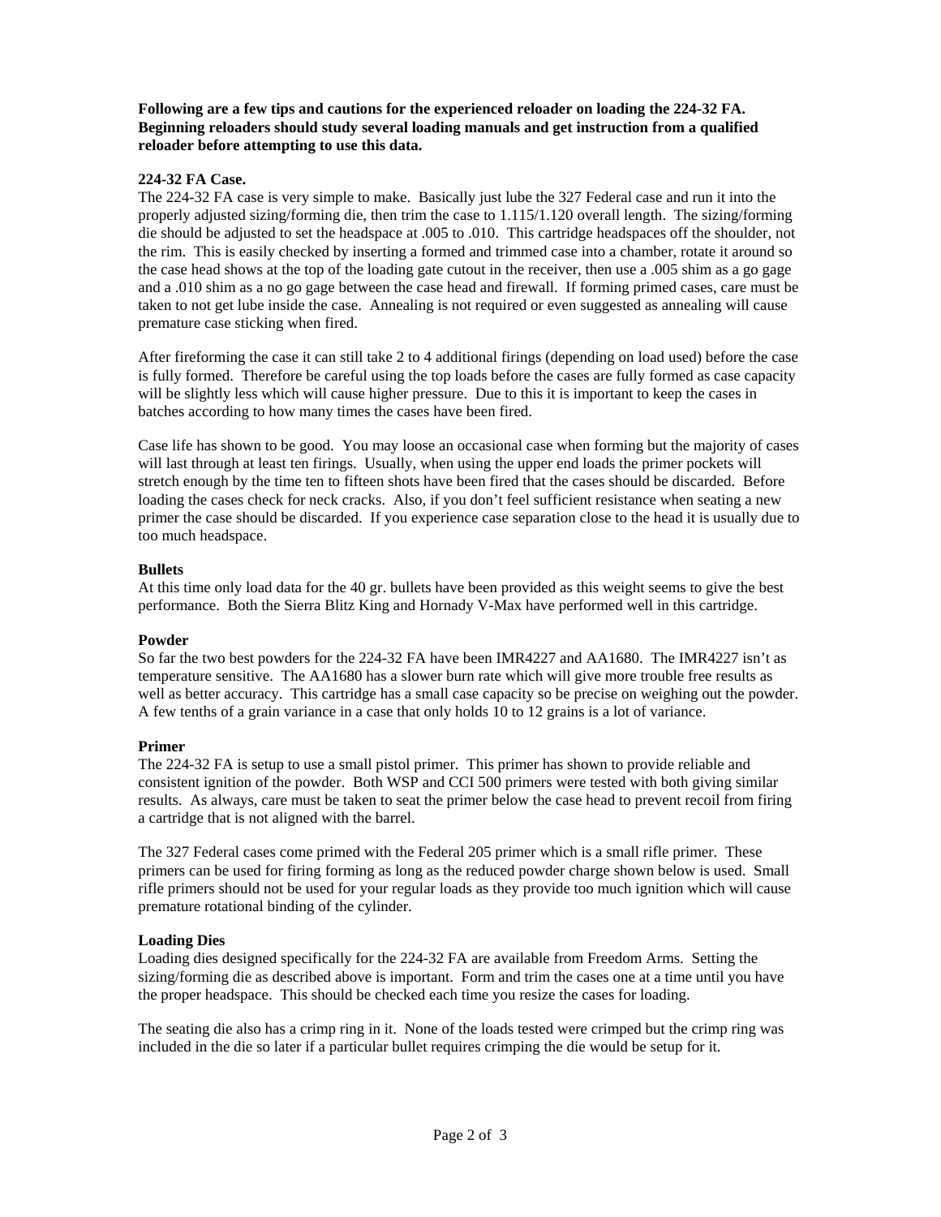**Following are a few tips and cautions for the experienced reloader on loading the 224-32 FA. Beginning reloaders should study several loading manuals and get instruction from a qualified reloader before attempting to use this data.**

**224-32 FA Case.**

The 224-32 FA case is very simple to make. Basically just lube the 327 Federal case and run it into the properly adjusted sizing/forming die, then trim the case to 1.115/1.120 overall length. The sizing/forming die should be adjusted to set the headspace at .005 to .010. This cartridge headspaces off the shoulder, not the rim. This is easily checked by inserting a formed and trimmed case into a chamber, rotate it around so the case head shows at the top of the loading gate cutout in the receiver, then use a .005 shim as a go gage and a .010 shim as a no go gage between the case head and firewall. If forming primed cases, care must be taken to not get lube inside the case. Annealing is not required or even suggested as annealing will cause premature case sticking when fired.

After fireforming the case it can still take 2 to 4 additional firings (depending on load used) before the case is fully formed. Therefore be careful using the top loads before the cases are fully formed as case capacity will be slightly less which will cause higher pressure. Due to this it is important to keep the cases in batches according to how many times the cases have been fired.

Case life has shown to be good. You may loose an occasional case when forming but the majority of cases will last through at least ten firings. Usually, when using the upper end loads the primer pockets will stretch enough by the time ten to fifteen shots have been fired that the cases should be discarded. Before loading the cases check for neck cracks. Also, if you don't feel sufficient resistance when seating a new primer the case should be discarded. If you experience case separation close to the head it is usually due to too much headspace.

**Bullets**

At this time only load data for the 40 gr. bullets have been provided as this weight seems to give the best performance. Both the Sierra Blitz King and Hornady V-Max have performed well in this cartridge.

**Powder**

So far the two best powders for the 224-32 FA have been IMR4227 and AA1680. The IMR4227 isn't as temperature sensitive. The AA1680 has a slower burn rate which will give more trouble free results as well as better accuracy. This cartridge has a small case capacity so be precise on weighing out the powder. A few tenths of a grain variance in a case that only holds 10 to 12 grains is a lot of variance.

**Primer**

The 224-32 FA is setup to use a small pistol primer. This primer has shown to provide reliable and consistent ignition of the powder. Both WSP and CCI 500 primers were tested with both giving similar results. As always, care must be taken to seat the primer below the case head to prevent recoil from firing a cartridge that is not aligned with the barrel.

The 327 Federal cases come primed with the Federal 205 primer which is a small rifle primer. These primers can be used for firing forming as long as the reduced powder charge shown below is used. Small rifle primers should not be used for your regular loads as they provide too much ignition which will cause premature rotational binding of the cylinder.

**Loading Dies**

Loading dies designed specifically for the 224-32 FA are available from Freedom Arms. Setting the sizing/forming die as described above is important. Form and trim the cases one at a time until you have the proper headspace. This should be checked each time you resize the cases for loading.

The seating die also has a crimp ring in it. None of the loads tested were crimped but the crimp ring was included in the die so later if a particular bullet requires crimping the die would be setup for it.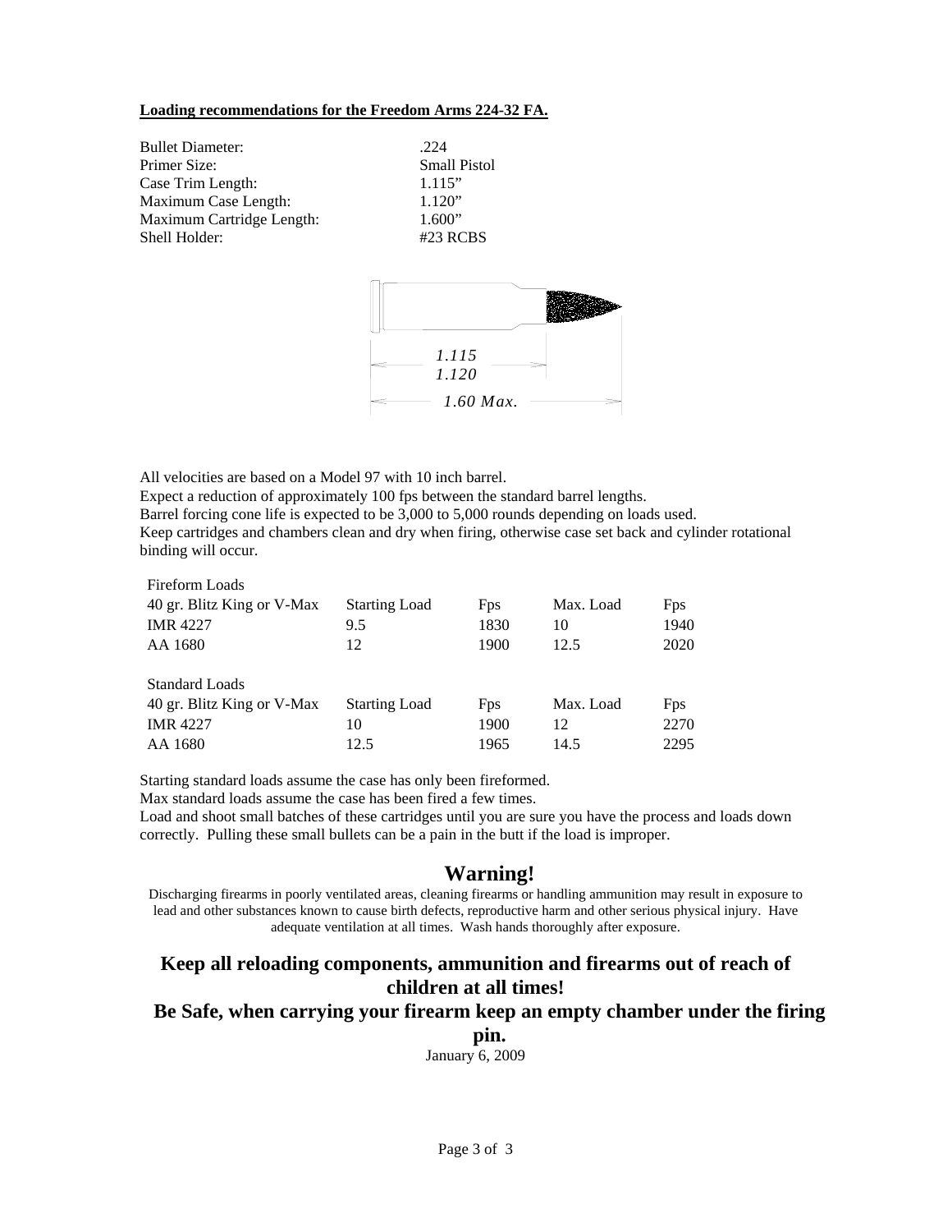**Loading recommendations for the Freedom Arms 224-32 FA.**

| | |
|---|---|
| Bullet Diameter: | .224 |
| Primer Size: | Small Pistol |
| Case Trim Length: | 1.115" |
| Maximum Case Length: | 1.120" |
| Maximum Cartridge Length: | 1.600" |
| Shell Holder: | #23 RCBS |

1.115
1.120
1.60 Max.

All velocities are based on a Model 97 with 10 inch barrel.
Expect a reduction of approximately 100 fps between the standard barrel lengths.
Barrel forcing cone life is expected to be 3,000 to 5,000 rounds depending on loads used.
Keep cartridges and chambers clean and dry when firing, otherwise case set back and cylinder rotational binding will occur.

| Fireform Loads | | | | |
|---|---|---|---|---|
| 40 gr. Blitz King or V-Max | Starting Load | Fps | Max. Load | Fps |
| IMR 4227 | 9.5 | 1830 | 10 | 1940 |
| AA 1680 | 12 | 1900 | 12.5 | 2020 |

| Standard Loads | | | | |
|---|---|---|---|---|
| 40 gr. Blitz King or V-Max | Starting Load | Fps | Max. Load | Fps |
| IMR 4227 | 10 | 1900 | 12 | 2270 |
| AA 1680 | 12.5 | 1965 | 14.5 | 2295 |

Starting standard loads assume the case has only been fireformed.
Max standard loads assume the case has been fired a few times.
Load and shoot small batches of these cartridges until you are sure you have the process and loads down correctly. Pulling these small bullets can be a pain in the butt if the load is improper.

## Warning!

Discharging firearms in poorly ventilated areas, cleaning firearms or handling ammunition may result in exposure to lead and other substances known to cause birth defects, reproductive harm and other serious physical injury. Have adequate ventilation at all times. Wash hands thoroughly after exposure.

**Keep all reloading components, ammunition and firearms out of reach of children at all times!**

**Be Safe, when carrying your firearm keep an empty chamber under the firing pin.**

January 6, 2009